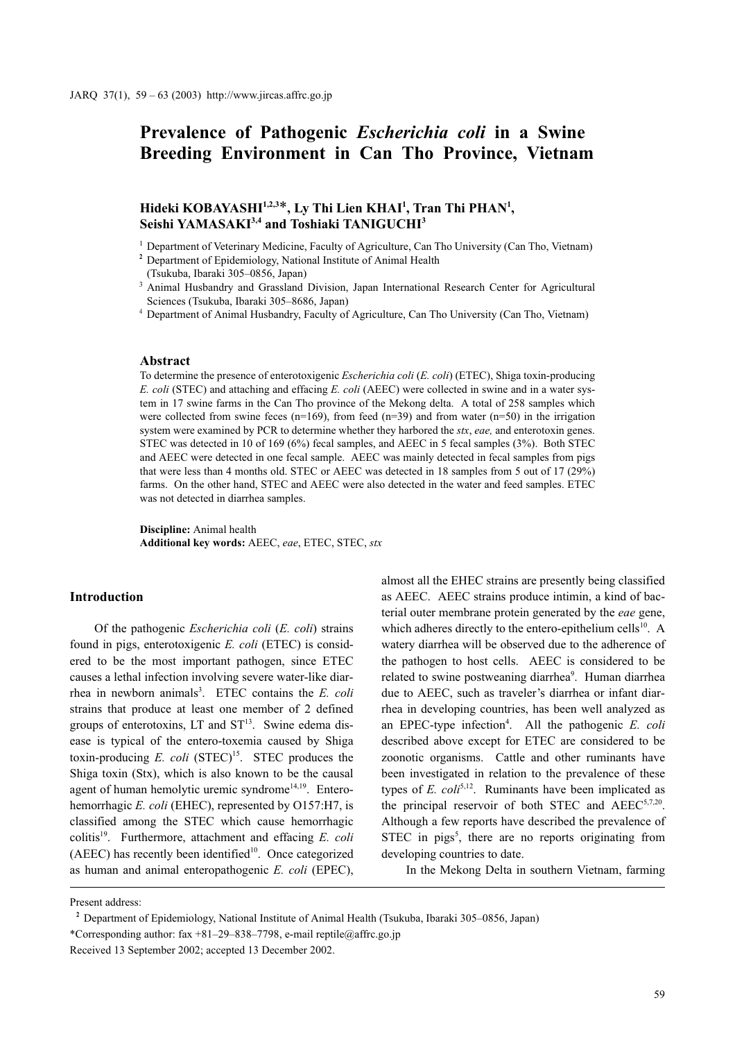# Prevalence of Pathogenic *Escherichia coli* in a Swine Breeding Environment in Can Tho Province, Vietnam

**Hideki KOBAYASHI[1,2,3]\*, Ly Thi Lien KHAI[1], Tran Thi PHAN[1], Seishi YAMASAKI[3,4] and Toshiaki TANIGUCHI[3]**

[1] Department of Veterinary Medicine, Faculty of Agriculture, Can Tho University (Can Tho, Vietnam)
[2] Department of Epidemiology, National Institute of Animal Health (Tsukuba, Ibaraki 305–0856, Japan)
[3] Animal Husbandry and Grassland Division, Japan International Research Center for Agricultural Sciences (Tsukuba, Ibaraki 305–8686, Japan)
[4] Department of Animal Husbandry, Faculty of Agriculture, Can Tho University (Can Tho, Vietnam)

### Abstract

To determine the presence of enterotoxigenic *Escherichia coli* (*E. coli*) (ETEC), Shiga toxin-producing *E. coli* (STEC) and attaching and effacing *E. coli* (AEEC) were collected in swine and in a water system in 17 swine farms in the Can Tho province of the Mekong delta. A total of 258 samples which were collected from swine feces (n=169), from feed (n=39) and from water (n=50) in the irrigation system were examined by PCR to determine whether they harbored the *stx*, *eae,* and enterotoxin genes. STEC was detected in 10 of 169 (6%) fecal samples, and AEEC in 5 fecal samples (3%). Both STEC and AEEC were detected in one fecal sample. AEEC was mainly detected in fecal samples from pigs that were less than 4 months old. STEC or AEEC was detected in 18 samples from 5 out of 17 (29%) farms. On the other hand, STEC and AEEC were also detected in the water and feed samples. ETEC was not detected in diarrhea samples.

**Discipline:** Animal health
**Additional key words:** AEEC, *eae*, ETEC, STEC, *stx*

## Introduction

Of the pathogenic *Escherichia coli* (*E. coli*) strains found in pigs, enterotoxigenic *E. coli* (ETEC) is considered to be the most important pathogen, since ETEC causes a lethal infection involving severe water-like diarrhea in newborn animals[3]. ETEC contains the *E. coli* strains that produce at least one member of 2 defined groups of enterotoxins, LT and ST[13]. Swine edema disease is typical of the entero-toxemia caused by Shiga toxin-producing *E. coli* (STEC)[15]. STEC produces the Shiga toxin (Stx), which is also known to be the causal agent of human hemolytic uremic syndrome[14,19]. Enterohemorrhagic *E. coli* (EHEC), represented by O157:H7, is classified among the STEC which cause hemorrhagic colitis[19]. Furthermore, attachment and effacing *E. coli* (AEEC) has recently been identified[10]. Once categorized as human and animal enteropathogenic *E. coli* (EPEC), almost all the EHEC strains are presently being classified as AEEC. AEEC strains produce intimin, a kind of bacterial outer membrane protein generated by the *eae* gene, which adheres directly to the entero-epithelium cells[10]. A watery diarrhea will be observed due to the adherence of the pathogen to host cells. AEEC is considered to be related to swine postweaning diarrhea[9]. Human diarrhea due to AEEC, such as traveler's diarrhea or infant diarrhea in developing countries, has been well analyzed as an EPEC-type infection[4]. All the pathogenic *E. coli* described above except for ETEC are considered to be zoonotic organisms. Cattle and other ruminants have been investigated in relation to the prevalence of these types of *E. coli*[5,12]. Ruminants have been implicated as the principal reservoir of both STEC and AEEC[5,7,20]. Although a few reports have described the prevalence of STEC in pigs[5], there are no reports originating from developing countries to date.

In the Mekong Delta in southern Vietnam, farming

---

Present address:
[2] Department of Epidemiology, National Institute of Animal Health (Tsukuba, Ibaraki 305–0856, Japan)
\*Corresponding author: fax +81–29–838–7798, e-mail reptile@affrc.go.jp
Received 13 September 2002; accepted 13 December 2002.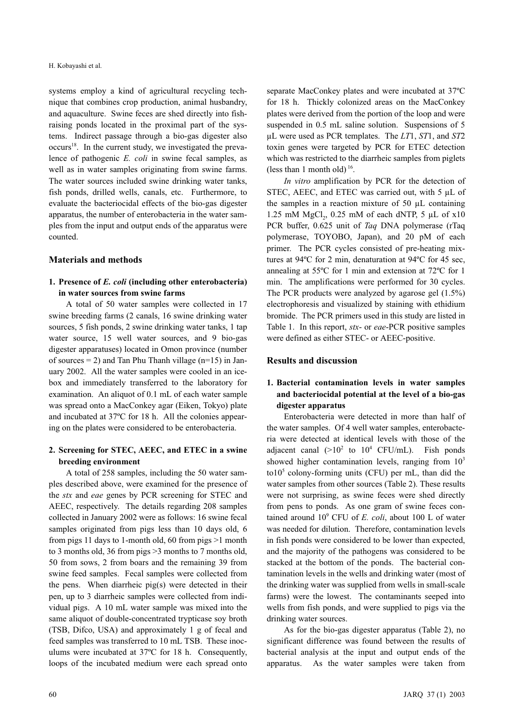systems employ a kind of agricultural recycling technique that combines crop production, animal husbandry, and aquaculture. Swine feces are shed directly into fish-raising ponds located in the proximal part of the systems. Indirect passage through a bio-gas digester also occurs[18]. In the current study, we investigated the prevalence of pathogenic *E. coli* in swine fecal samples, as well as in water samples originating from swine farms. The water sources included swine drinking water tanks, fish ponds, drilled wells, canals, etc. Furthermore, to evaluate the bacteriocidal effects of the bio-gas digester apparatus, the number of enterobacteria in the water samples from the input and output ends of the apparatus were counted.

## Materials and methods

### 1. Presence of *E. coli* (including other enterobacteria) in water sources from swine farms

A total of 50 water samples were collected in 17 swine breeding farms (2 canals, 16 swine drinking water sources, 5 fish ponds, 2 swine drinking water tanks, 1 tap water source, 15 well water sources, and 9 bio-gas digester apparatuses) located in Omon province (number of sources = 2) and Tan Phu Thanh village (n=15) in January 2002. All the water samples were cooled in an ice-box and immediately transferred to the laboratory for examination. An aliquot of 0.1 mL of each water sample was spread onto a MacConkey agar (Eiken, Tokyo) plate and incubated at 37ºC for 18 h. All the colonies appearing on the plates were considered to be enterobacteria.

### 2. Screening for STEC, AEEC, and ETEC in a swine breeding environment

A total of 258 samples, including the 50 water samples described above, were examined for the presence of the *stx* and *eae* genes by PCR screening for STEC and AEEC, respectively. The details regarding 208 samples collected in January 2002 were as follows: 16 swine fecal samples originated from pigs less than 10 days old, 6 from pigs 11 days to 1-month old, 60 from pigs >1 month to 3 months old, 36 from pigs >3 months to 7 months old, 50 from sows, 2 from boars and the remaining 39 from swine feed samples. Fecal samples were collected from the pens. When diarrheic pig(s) were detected in their pen, up to 3 diarrheic samples were collected from individual pigs. A 10 mL water sample was mixed into the same aliquot of double-concentrated trypticase soy broth (TSB, Difco, USA) and approximately 1 g of fecal and feed samples was transferred to 10 mL TSB. These inoculums were incubated at 37ºC for 18 h. Consequently, loops of the incubated medium were each spread onto separate MacConkey plates and were incubated at 37ºC for 18 h. Thickly colonized areas on the MacConkey plates were derived from the portion of the loop and were suspended in 0.5 mL saline solution. Suspensions of 5 µL were used as PCR templates. The *LT*1, *ST*1, and *ST*2 toxin genes were targeted by PCR for ETEC detection which was restricted to the diarrheic samples from piglets (less than 1 month old)[16].

*In vitro* amplification by PCR for the detection of STEC, AEEC, and ETEC was carried out, with 5 µL of the samples in a reaction mixture of 50 µL containing 1.25 mM $MgCl_2$, 0.25 mM of each dNTP, 5 µL of x10 PCR buffer, 0.625 unit of *Taq* DNA polymerase (rTaq polymerase, TOYOBO, Japan), and 20 pM of each primer. The PCR cycles consisted of pre-heating mixtures at 94ºC for 2 min, denaturation at 94ºC for 45 sec, annealing at 55ºC for 1 min and extension at 72ºC for 1 min. The amplifications were performed for 30 cycles. The PCR products were analyzed by agarose gel (1.5%) electrophoresis and visualized by staining with ethidium bromide. The PCR primers used in this study are listed in Table 1. In this report, *stx*- or *eae*-PCR positive samples were defined as either STEC- or AEEC-positive.

## Results and discussion

### 1. Bacterial contamination levels in water samples and bacteriocidal potential at the level of a bio-gas digester apparatus

Enterobacteria were detected in more than half of the water samples. Of 4 well water samples, enterobacteria were detected at identical levels with those of the adjacent canal ($>10^2$ to $10^4$ CFU/mL). Fish ponds showed higher contamination levels, ranging from $10^3$ to$10^5$ colony-forming units (CFU) per mL, than did the water samples from other sources (Table 2). These results were not surprising, as swine feces were shed directly from pens to ponds. As one gram of swine feces contained around $10^9$ CFU of *E. coli*, about 100 L of water was needed for dilution. Therefore, contamination levels in fish ponds were considered to be lower than expected, and the majority of the pathogens was considered to be stacked at the bottom of the ponds. The bacterial contamination levels in the wells and drinking water (most of the drinking water was supplied from wells in small-scale farms) were the lowest. The contaminants seeped into wells from fish ponds, and were supplied to pigs via the drinking water sources.

As for the bio-gas digester apparatus (Table 2), no significant difference was found between the results of bacterial analysis at the input and output ends of the apparatus. As the water samples were taken from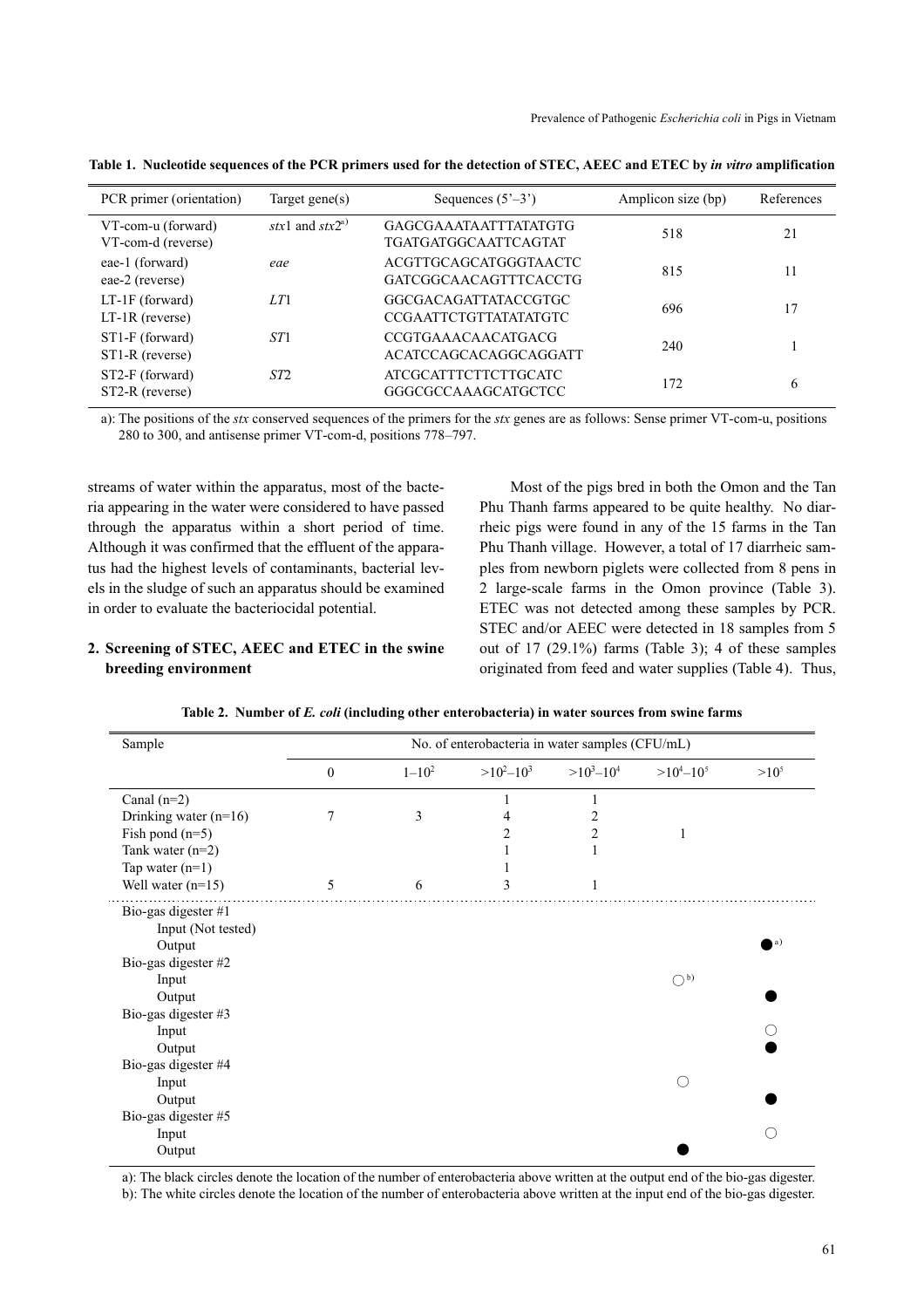**Table 1. Nucleotide sequences of the PCR primers used for the detection of STEC, AEEC and ETEC by *in vitro* amplification**

| PCR primer (orientation) | Target gene(s) | Sequences (5'–3') | Amplicon size (bp) | References |
|---|---|---|---|---|
| VT-com-u (forward)<br>VT-com-d (reverse) | *stx*1 and *stx*2[a)] | GAGCGAAATAATTTATATGTG<br>TGATGATGGCAATTCAGTAT | 518 | 21 |
| eae-1 (forward)<br>eae-2 (reverse) | *eae* | ACGTTGCAGCATGGGTAACTC<br>GATCGGCAACAGTTTCACCTG | 815 | 11 |
| LT-1F (forward)<br>LT-1R (reverse) | *LT*1 | GGCGACAGATTATACCGTGC<br>CCGAATTCTGTTATATATGTC | 696 | 17 |
| ST1-F (forward)<br>ST1-R (reverse) | *ST*1 | CCGTGAAACAACATGACG<br>ACATCCAGCACAGGCAGGATT | 240 | 1 |
| ST2-F (forward)<br>ST2-R (reverse) | *ST*2 | ATCGCATTTCTTCTTGCATC<br>GGGCGCCAAAGCATGCTCC | 172 | 6 |

a): The positions of the *stx* conserved sequences of the primers for the *stx* genes are as follows: Sense primer VT-com-u, positions 280 to 300, and antisense primer VT-com-d, positions 778–797.

streams of water within the apparatus, most of the bacteria appearing in the water were considered to have passed through the apparatus within a short period of time. Although it was confirmed that the effluent of the apparatus had the highest levels of contaminants, bacterial levels in the sludge of such an apparatus should be examined in order to evaluate the bacteriocidal potential.

## 2. Screening of STEC, AEEC and ETEC in the swine breeding environment

Most of the pigs bred in both the Omon and the Tan Phu Thanh farms appeared to be quite healthy. No diarrheic pigs were found in any of the 15 farms in the Tan Phu Thanh village. However, a total of 17 diarrheic samples from newborn piglets were collected from 8 pens in 2 large-scale farms in the Omon province (Table 3). ETEC was not detected among these samples by PCR. STEC and/or AEEC were detected in 18 samples from 5 out of 17 (29.1%) farms (Table 3); 4 of these samples originated from feed and water supplies (Table 4). Thus,

**Table 2. Number of *E. coli* (including other enterobacteria) in water sources from swine farms**

| Sample | No. of enterobacteria in water samples (CFU/mL) | | | | | |
|---|---|---|---|---|---|---|
| | 0 | $1–10^2$ | $>10^2–10^3$ | $>10^3–10^4$ | $>10^4–10^5$ | $>10^5$ |
| Canal (n=2) | | | 1 | 1 | | |
| Drinking water (n=16) | 7 | 3 | 4 | 2 | | |
| Fish pond (n=5) | | | 2 | 2 | 1 | |
| Tank water (n=2) | | | 1 | 1 | | |
| Tap water (n=1) | | | 1 | | | |
| Well water (n=15) | 5 | 6 | 3 | 1 | | |
| Bio-gas digester #1 | | | | | | |
| Input (Not tested) | | | | | | |
| Output | | | | | | ●[a)] |
| Bio-gas digester #2 | | | | | | |
| Input | | | | | ○[b)] | |
| Output | | | | | | ● |
| Bio-gas digester #3 | | | | | | |
| Input | | | | | | ○ |
| Output | | | | | | ● |
| Bio-gas digester #4 | | | | | | |
| Input | | | | | ○ | |
| Output | | | | | | ● |
| Bio-gas digester #5 | | | | | | |
| Input | | | | | | ○ |
| Output | | | | | ● | |

a): The black circles denote the location of the number of enterobacteria above written at the output end of the bio-gas digester.
b): The white circles denote the location of the number of enterobacteria above written at the input end of the bio-gas digester.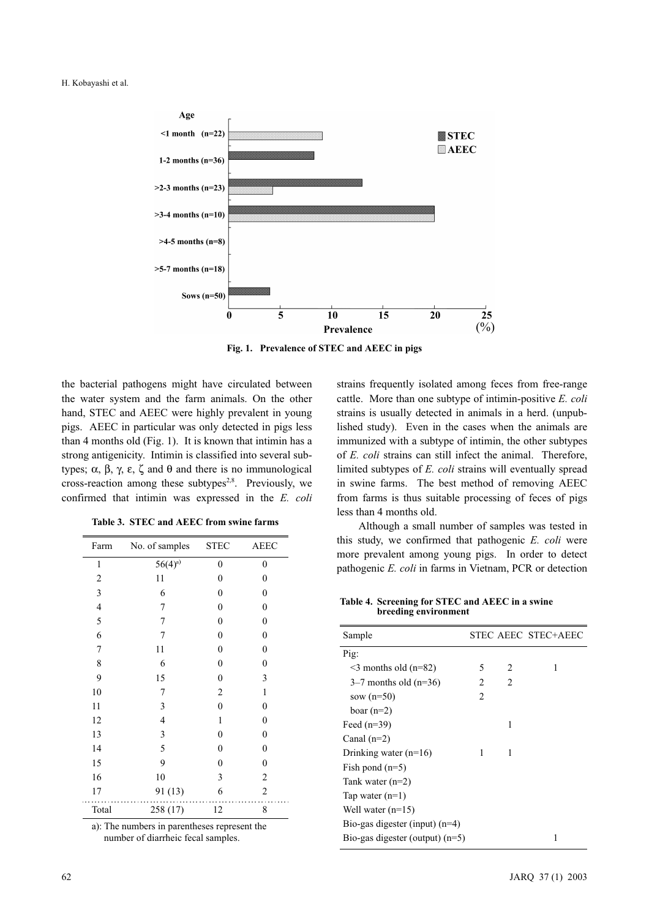**Fig. 1. Prevalence of STEC and AEEC in pigs**

the bacterial pathogens might have circulated between the water system and the farm animals. On the other hand, STEC and AEEC were highly prevalent in young pigs. AEEC in particular was only detected in pigs less than 4 months old (Fig. 1). It is known that intimin has a strong antigenicity. Intimin is classified into several subtypes; α, β, γ, ε, ζ and θ and there is no immunological cross-reaction among these subtypes[2,8]. Previously, we confirmed that intimin was expressed in the *E. coli* strains frequently isolated among feces from free-range cattle. More than one subtype of intimin-positive *E. coli* strains is usually detected in animals in a herd. (unpublished study). Even in the cases when the animals are immunized with a subtype of intimin, the other subtypes of *E. coli* strains can still infect the animal. Therefore, limited subtypes of *E. coli* strains will eventually spread in swine farms. The best method of removing AEEC from farms is thus suitable processing of feces of pigs less than 4 months old.

**Table 3. STEC and AEEC from swine farms**

| Farm | No. of samples | STEC | AEEC |
|---|---|---|---|
| 1 | 56(4)[a] | 0 | 0 |
| 2 | 11 | 0 | 0 |
| 3 | 6 | 0 | 0 |
| 4 | 7 | 0 | 0 |
| 5 | 7 | 0 | 0 |
| 6 | 7 | 0 | 0 |
| 7 | 11 | 0 | 0 |
| 8 | 6 | 0 | 0 |
| 9 | 15 | 0 | 3 |
| 10 | 7 | 2 | 1 |
| 11 | 3 | 0 | 0 |
| 12 | 4 | 1 | 0 |
| 13 | 3 | 0 | 0 |
| 14 | 5 | 0 | 0 |
| 15 | 9 | 0 | 0 |
| 16 | 10 | 3 | 2 |
| 17 | 91 (13) | 6 | 2 |
| Total | 258 (17) | 12 | 8 |

a): The numbers in parentheses represent the number of diarrheic fecal samples.

Although a small number of samples was tested in this study, we confirmed that pathogenic *E. coli* were more prevalent among young pigs. In order to detect pathogenic *E. coli* in farms in Vietnam, PCR or detection

**Table 4. Screening for STEC and AEEC in a swine breeding environment**

| Sample | STEC | AEEC | STEC+AEEC |
|---|---|---|---|
| Pig: | | | |
| <3 months old (n=82) | 5 | 2 | 1 |
| 3–7 months old (n=36) | 2 | 2 | |
| sow (n=50) | 2 | | |
| boar (n=2) | | | |
| Feed (n=39) | | 1 | |
| Canal (n=2) | | | |
| Drinking water (n=16) | 1 | 1 | |
| Fish pond (n=5) | | | |
| Tank water (n=2) | | | |
| Tap water (n=1) | | | |
| Well water (n=15) | | | |
| Bio-gas digester (input) (n=4) | | | |
| Bio-gas digester (output) (n=5) | | | 1 |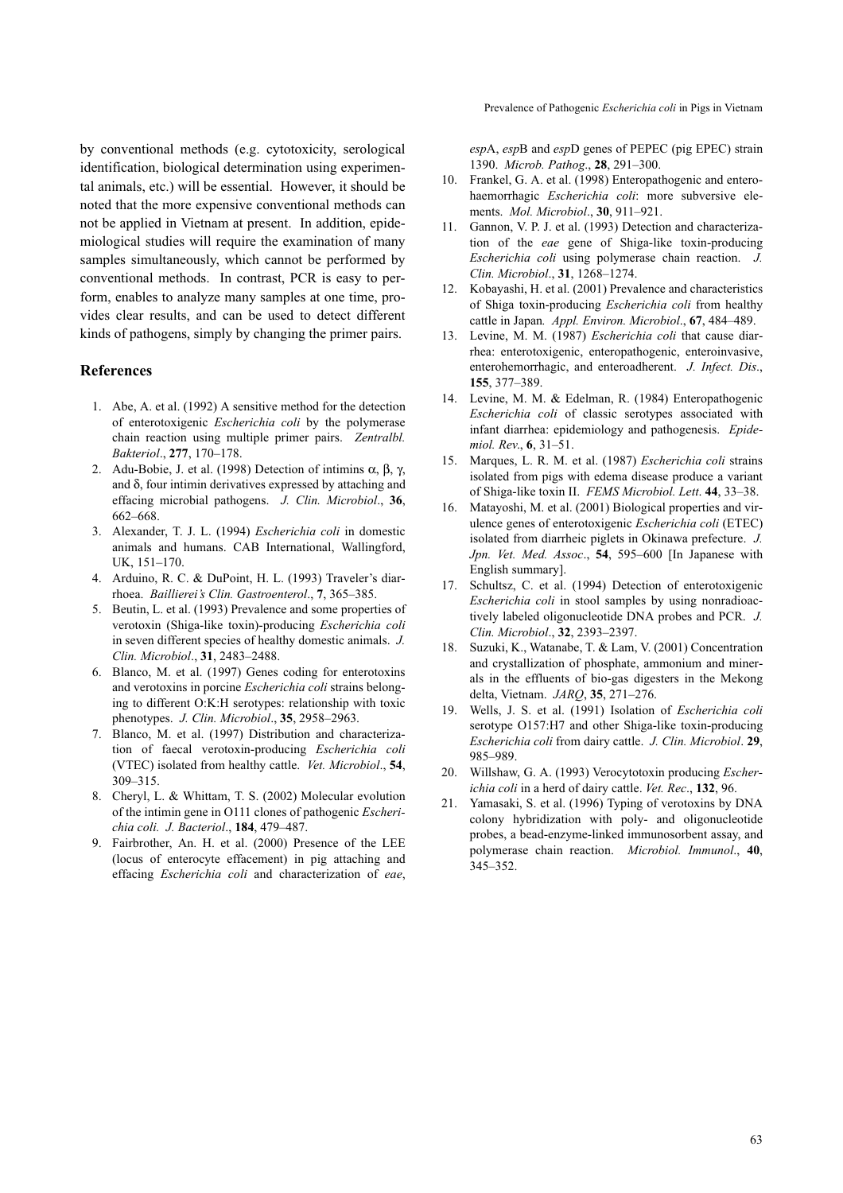by conventional methods (e.g. cytotoxicity, serological identification, biological determination using experimental animals, etc.) will be essential. However, it should be noted that the more expensive conventional methods can not be applied in Vietnam at present. In addition, epidemiological studies will require the examination of many samples simultaneously, which cannot be performed by conventional methods. In contrast, PCR is easy to perform, enables to analyze many samples at one time, provides clear results, and can be used to detect different kinds of pathogens, simply by changing the primer pairs.

## References

1. Abe, A. et al. (1992) A sensitive method for the detection of enterotoxigenic *Escherichia coli* by the polymerase chain reaction using multiple primer pairs. *Zentralbl. Bakteriol*., **277**, 170–178.
2. Adu-Bobie, J. et al. (1998) Detection of intimins α, β, γ, and δ, four intimin derivatives expressed by attaching and effacing microbial pathogens. *J. Clin. Microbiol*., **36**, 662–668.
3. Alexander, T. J. L. (1994) *Escherichia coli* in domestic animals and humans. CAB International, Wallingford, UK, 151–170.
4. Arduino, R. C. & DuPoint, H. L. (1993) Traveler's diarrhoea. *Baillierei's Clin. Gastroenterol*., **7**, 365–385.
5. Beutin, L. et al. (1993) Prevalence and some properties of verotoxin (Shiga-like toxin)-producing *Escherichia coli* in seven different species of healthy domestic animals. *J. Clin. Microbiol*., **31**, 2483–2488.
6. Blanco, M. et al. (1997) Genes coding for enterotoxins and verotoxins in porcine *Escherichia coli* strains belonging to different O:K:H serotypes: relationship with toxic phenotypes. *J. Clin. Microbiol*., **35**, 2958–2963.
7. Blanco, M. et al. (1997) Distribution and characterization of faecal verotoxin-producing *Escherichia coli* (VTEC) isolated from healthy cattle. *Vet. Microbiol*., **54**, 309–315.
8. Cheryl, L. & Whittam, T. S. (2002) Molecular evolution of the intimin gene in O111 clones of pathogenic *Escherichia coli*. *J. Bacteriol*., **184**, 479–487.
9. Fairbrother, An. H. et al. (2000) Presence of the LEE (locus of enterocyte effacement) in pig attaching and effacing *Escherichia coli* and characterization of *eae*, *esp*A, *esp*B and *esp*D genes of PEPEC (pig EPEC) strain 1390. *Microb. Pathog*., **28**, 291–300.
10. Frankel, G. A. et al. (1998) Enteropathogenic and enterohaemorrhagic *Escherichia coli*: more subversive elements. *Mol. Microbiol*., **30**, 911–921.
11. Gannon, V. P. J. et al. (1993) Detection and characterization of the *eae* gene of Shiga-like toxin-producing *Escherichia coli* using polymerase chain reaction. *J. Clin. Microbiol*., **31**, 1268–1274.
12. Kobayashi, H. et al. (2001) Prevalence and characteristics of Shiga toxin-producing *Escherichia coli* from healthy cattle in Japan. *Appl. Environ. Microbiol*., **67**, 484–489.
13. Levine, M. M. (1987) *Escherichia coli* that cause diarrhea: enterotoxigenic, enteropathogenic, enteroinvasive, enterohemorrhagic, and enteroadherent. *J. Infect. Dis*., **155**, 377–389.
14. Levine, M. M. & Edelman, R. (1984) Enteropathogenic *Escherichia coli* of classic serotypes associated with infant diarrhea: epidemiology and pathogenesis. *Epidemiol. Rev*., **6**, 31–51.
15. Marques, L. R. M. et al. (1987) *Escherichia coli* strains isolated from pigs with edema disease produce a variant of Shiga-like toxin II. *FEMS Microbiol. Lett*. **44**, 33–38.
16. Matayoshi, M. et al. (2001) Biological properties and virulence genes of enterotoxigenic *Escherichia coli* (ETEC) isolated from diarrheic piglets in Okinawa prefecture. *J. Jpn. Vet. Med. Assoc*., **54**, 595–600 [In Japanese with English summary].
17. Schultsz, C. et al. (1994) Detection of enterotoxigenic *Escherichia coli* in stool samples by using nonradioactively labeled oligonucleotide DNA probes and PCR. *J. Clin. Microbiol*., **32**, 2393–2397.
18. Suzuki, K., Watanabe, T. & Lam, V. (2001) Concentration and crystallization of phosphate, ammonium and minerals in the effluents of bio-gas digesters in the Mekong delta, Vietnam. *JARQ*, **35**, 271–276.
19. Wells, J. S. et al. (1991) Isolation of *Escherichia coli* serotype O157:H7 and other Shiga-like toxin-producing *Escherichia coli* from dairy cattle. *J. Clin. Microbiol*. **29**, 985–989.
20. Willshaw, G. A. (1993) Verocytotoxin producing *Escherichia coli* in a herd of dairy cattle. *Vet. Rec*., **132**, 96.
21. Yamasaki, S. et al. (1996) Typing of verotoxins by DNA colony hybridization with poly- and oligonucleotide probes, a bead-enzyme-linked immunosorbent assay, and polymerase chain reaction. *Microbiol. Immunol*., **40**, 345–352.